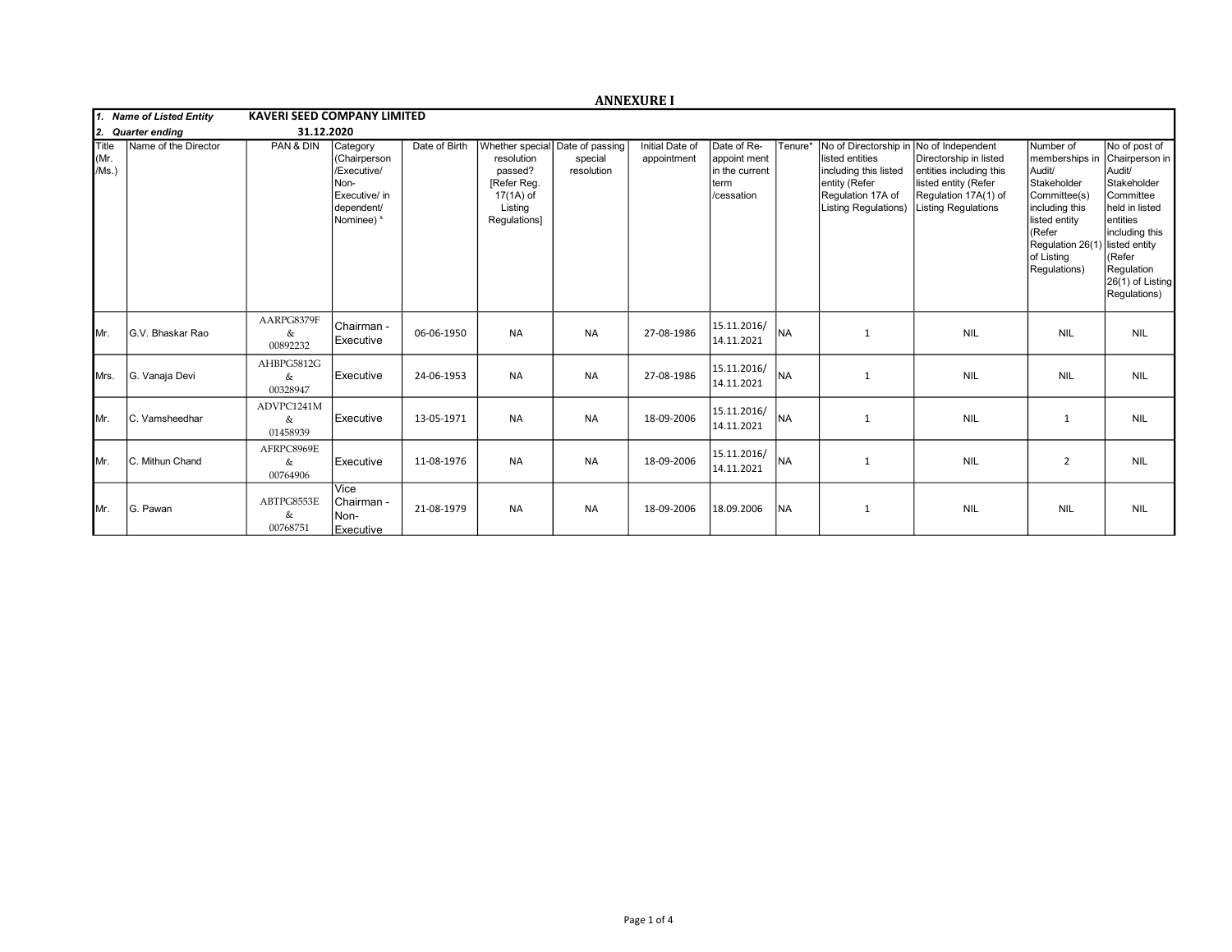# ANNEXURE I

**1. Name of Listed Entity** **KAVERI SEED COMPANY LIMITED**

**2. Quarter ending** **31.12.2020**

| Title (Mr. /Ms.) | Name of the Director | PAN & DIN | Category (Chairperson /Executive/ Non-Executive/ in dependent/ Nominee) & | Date of Birth | Whether special resolution passed? [Refer Reg. 17(1A) of Listing Regulations] | Date of passing special resolution | Initial Date of appointment | Date of Re-appoint ment in the current term /cessation | Tenure* | No of Directorship in listed entities including this listed entity (Refer Regulation 17A of Listing Regulations) | No of Independent Directorship in listed entities including this listed entity (Refer Regulation 17A(1) of Listing Regulations | Number of memberships in Audit/ Stakeholder Committee(s) including this listed entity (Refer Regulation 26(1) of Listing Regulations) | No of post of Chairperson in Audit/ Stakeholder Committee held in listed entities including this listed entity (Refer Regulation 26(1) of Listing Regulations) |
|---|---|---|---|---|---|---|---|---|---|---|---|---|---|
| Mr. | G.V. Bhaskar Rao | AARPG8379F & 00892232 | Chairman - Executive | 06-06-1950 | NA | NA | 27-08-1986 | 15.11.2016/ 14.11.2021 | NA | 1 | NIL | NIL | NIL |
| Mrs. | G. Vanaja Devi | AHBPG5812G & 00328947 | Executive | 24-06-1953 | NA | NA | 27-08-1986 | 15.11.2016/ 14.11.2021 | NA | 1 | NIL | NIL | NIL |
| Mr. | C. Vamsheedhar | ADVPC1241M & 01458939 | Executive | 13-05-1971 | NA | NA | 18-09-2006 | 15.11.2016/ 14.11.2021 | NA | 1 | NIL | 1 | NIL |
| Mr. | C. Mithun Chand | AFRPC8969E & 00764906 | Executive | 11-08-1976 | NA | NA | 18-09-2006 | 15.11.2016/ 14.11.2021 | NA | 1 | NIL | 2 | NIL |
| Mr. | G. Pawan | ABTPG8553E & 00768751 | Vice Chairman - Non-Executive | 21-08-1979 | NA | NA | 18-09-2006 | 18.09.2006 | NA | 1 | NIL | NIL | NIL |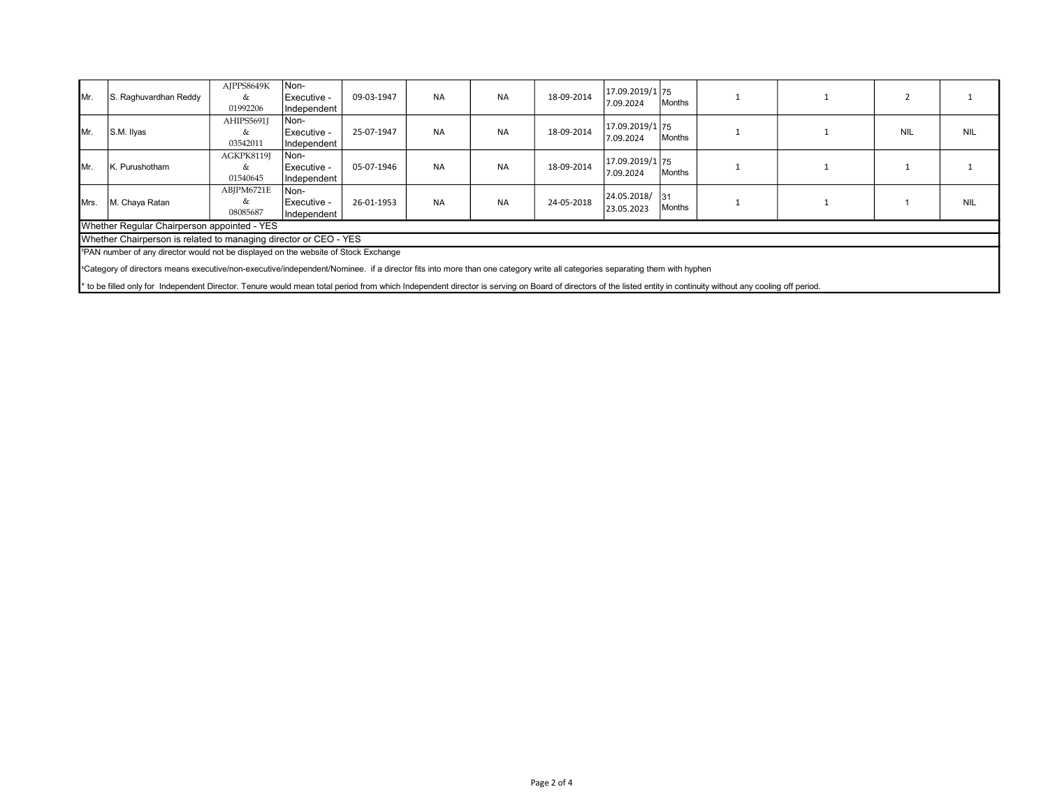| | | | | | | | | | | | | | |
|---|---|---|---|---|---|---|---|---|---|---|---|---|---|
| Mr. | S. Raghuvardhan Reddy | AJPPS8649K & 01992206 | Non-Executive - Independent | 09-03-1947 | NA | NA | 18-09-2014 | 17.09.2019/17.09.2024 | 75 Months | 1 | 1 | 2 | 1 |
| Mr. | S.M. Ilyas | AHIPS5691J & 03542011 | Non-Executive - Independent | 25-07-1947 | NA | NA | 18-09-2014 | 17.09.2019/17.09.2024 | 75 Months | 1 | 1 | NIL | NIL |
| Mr. | K. Purushotham | AGKPK8119J & 01540645 | Non-Executive - Independent | 05-07-1946 | NA | NA | 18-09-2014 | 17.09.2019/17.09.2024 | 75 Months | 1 | 1 | 1 | 1 |
| Mrs. | M. Chaya Ratan | ABJPM6721E & 08085687 | Non-Executive - Independent | 26-01-1953 | NA | NA | 24-05-2018 | 24.05.2018/23.05.2023 | 31 Months | 1 | 1 | 1 | NIL |

Whether Regular Chairperson appointed - YES

Whether Chairperson is related to managing director or CEO - YES

[$]PAN number of any director would not be displayed on the website of Stock Exchange

[&]Category of directors means executive/non-executive/independent/Nominee. if a director fits into more than one category write all categories separating them with hyphen

* to be filled only for Independent Director. Tenure would mean total period from which Independent director is serving on Board of directors of the listed entity in continuity without any cooling off period.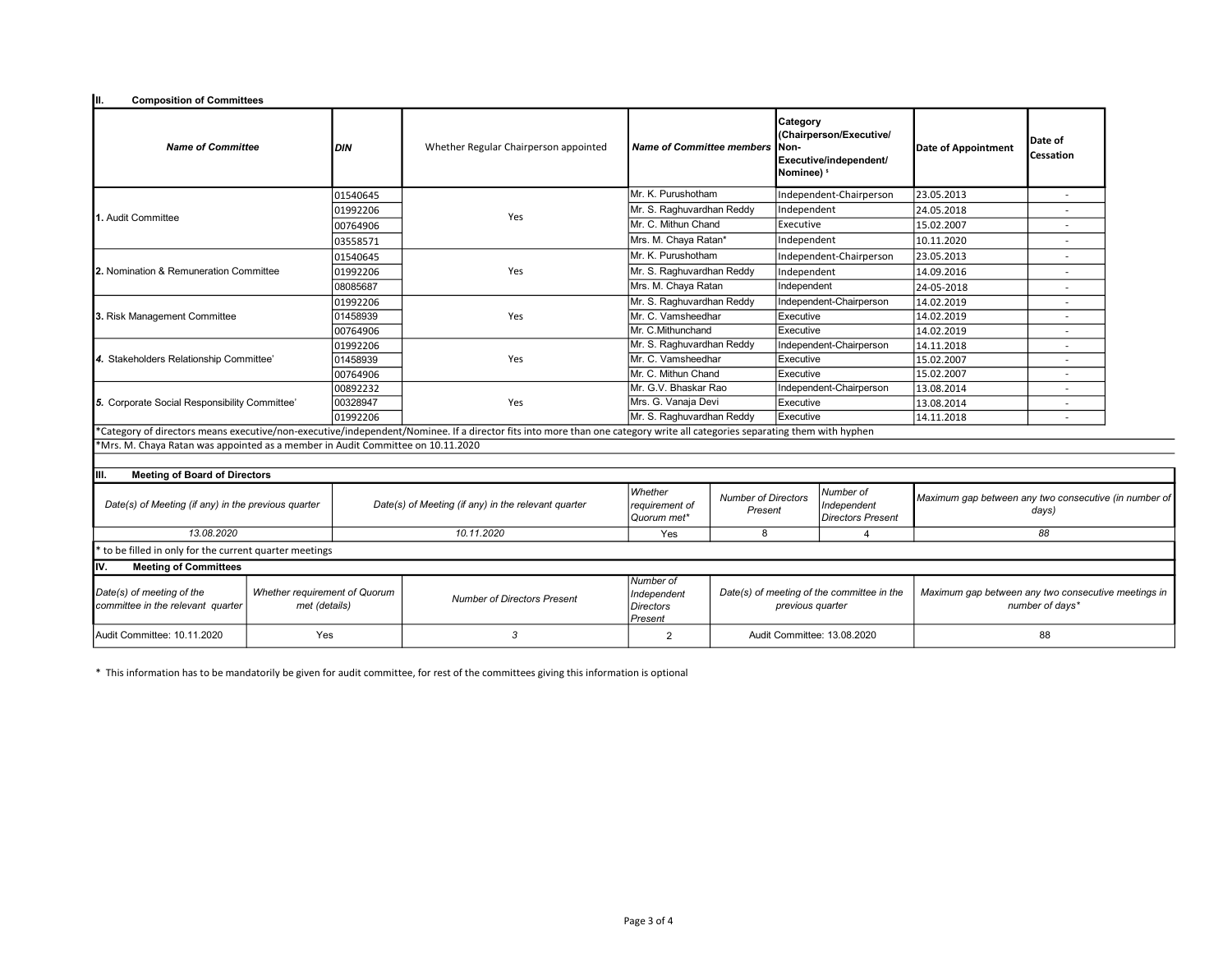## II. Composition of Committees

| *Name of Committee* | *DIN* | Whether Regular Chairperson appointed | *Name of Committee members* | Category (Chairperson/Executive/ Non-Executive/independent/ Nominee) ¹ | Date of Appointment | Date of Cessation |
|---|---|---|---|---|---|---|
| 1. Audit Committee | 01540645 | Yes | Mr. K. Purushotham | Independent-Chairperson | 23.05.2013 | - |
| | 01992206 | | Mr. S. Raghuvardhan Reddy | Independent | 24.05.2018 | - |
| | 00764906 | | Mr. C. Mithun Chand | Executive | 15.02.2007 | - |
| | 03558571 | | Mrs. M. Chaya Ratan* | Independent | 10.11.2020 | - |
| 2. Nomination & Remuneration Committee | 01540645 | Yes | Mr. K. Purushotham | Independent-Chairperson | 23.05.2013 | - |
| | 01992206 | | Mr. S. Raghuvardhan Reddy | Independent | 14.09.2016 | - |
| | 08085687 | | Mrs. M. Chaya Ratan | Independent | 24-05-2018 | - |
| 3. Risk Management Committee | 01992206 | Yes | Mr. S. Raghuvardhan Reddy | Independent-Chairperson | 14.02.2019 | - |
| | 01458939 | | Mr. C. Vamsheedhar | Executive | 14.02.2019 | - |
| | 00764906 | | Mr. C.Mithunchand | Executive | 14.02.2019 | - |
| 4. Stakeholders Relationship Committee' | 01992206 | Yes | Mr. S. Raghuvardhan Reddy | Independent-Chairperson | 14.11.2018 | - |
| | 01458939 | | Mr. C. Vamsheedhar | Executive | 15.02.2007 | - |
| | 00764906 | | Mr. C. Mithun Chand | Executive | 15.02.2007 | - |
| 5. Corporate Social Responsibility Committee' | 00892232 | Yes | Mr. G.V. Bhaskar Rao | Independent-Chairperson | 13.08.2014 | - |
| | 00328947 | | Mrs. G. Vanaja Devi | Executive | 13.08.2014 | - |
| | 01992206 | | Mr. S. Raghuvardhan Reddy | Executive | 14.11.2018 | - |

*Category of directors means executive/non-executive/independent/Nominee. If a director fits into more than one category write all categories separating them with hyphen

*Mrs. M. Chaya Ratan was appointed as a member in Audit Committee on 10.11.2020

## III. Meeting of Board of Directors

| *Date(s) of Meeting (if any) in the previous quarter* | *Date(s) of Meeting (if any) in the relevant quarter* | *Whether requirement of Quorum met** | *Number of Directors Present* | *Number of Independent Directors Present* | *Maximum gap between any two consecutive (in number of days)* |
|---|---|---|---|---|---|
| *13.08.2020* | *10.11.2020* | Yes | 8 | 4 | *88* |

* to be filled in only for the current quarter meetings

## IV. Meeting of Committees

| *Date(s) of meeting of the committee in the relevant quarter* | *Whether requirement of Quorum met (details)* | *Number of Directors Present* | *Number of Independent Directors Present* | *Date(s) of meeting of the committee in the previous quarter* | *Maximum gap between any two consecutive meetings in number of days** |
|---|---|---|---|---|---|
| Audit Committee: 10.11.2020 | Yes | *3* | 2 | Audit Committee: 13.08.2020 | 88 |

\* This information has to be mandatorily be given for audit committee, for rest of the committees giving this information is optional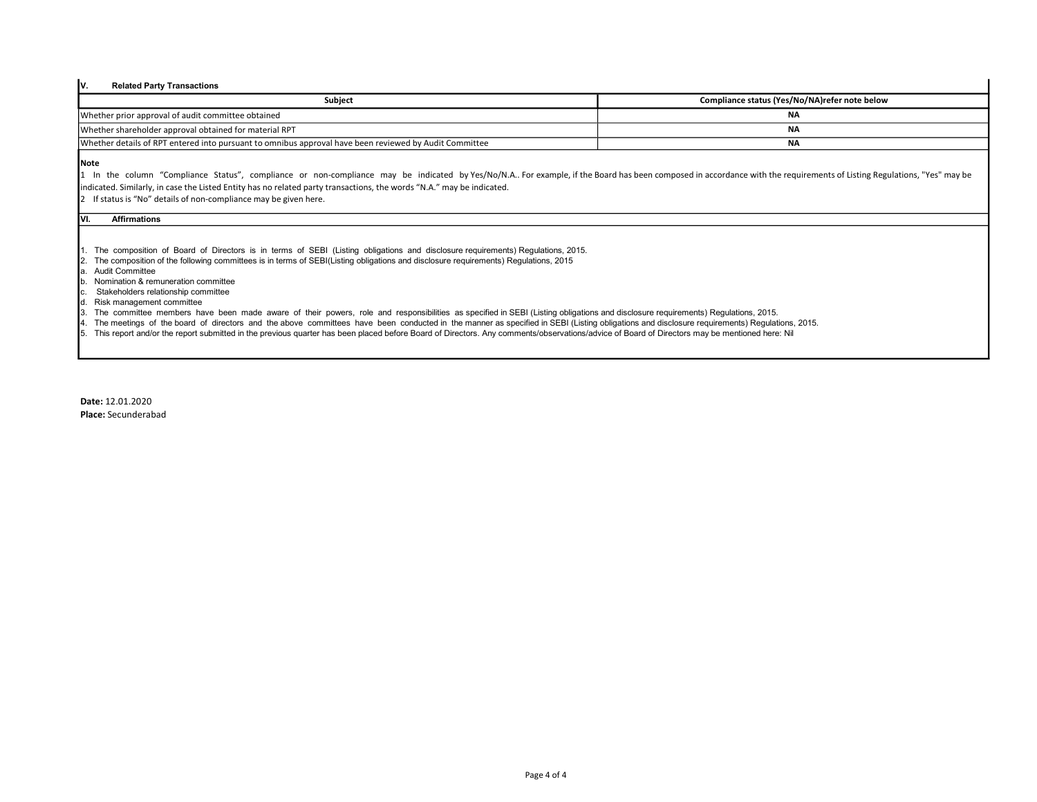## V. Related Party Transactions

| Subject | Compliance status (Yes/No/NA)refer note below |
|---|---|
| Whether prior approval of audit committee obtained | NA |
| Whether shareholder approval obtained for material RPT | NA |
| Whether details of RPT entered into pursuant to omnibus approval have been reviewed by Audit Committee | NA |

**Note**

1 In the column "Compliance Status", compliance or non-compliance may be indicated by Yes/No/N.A.. For example, if the Board has been composed in accordance with the requirements of Listing Regulations, "Yes" may be indicated. Similarly, in case the Listed Entity has no related party transactions, the words "N.A." may be indicated.

2 If status is "No" details of non-compliance may be given here.

## VI. Affirmations

1. The composition of Board of Directors is in terms of SEBI (Listing obligations and disclosure requirements) Regulations, 2015.
2. The composition of the following committees is in terms of SEBI(Listing obligations and disclosure requirements) Regulations, 2015
   a. Audit Committee
   b. Nomination & remuneration committee
   c. Stakeholders relationship committee
   d. Risk management committee
3. The committee members have been made aware of their powers, role and responsibilities as specified in SEBI (Listing obligations and disclosure requirements) Regulations, 2015.
4. The meetings of the board of directors and the above committees have been conducted in the manner as specified in SEBI (Listing obligations and disclosure requirements) Regulations, 2015.
5. This report and/or the report submitted in the previous quarter has been placed before Board of Directors. Any comments/observations/advice of Board of Directors may be mentioned here: Nil

**Date:** 12.01.2020
**Place:** Secunderabad